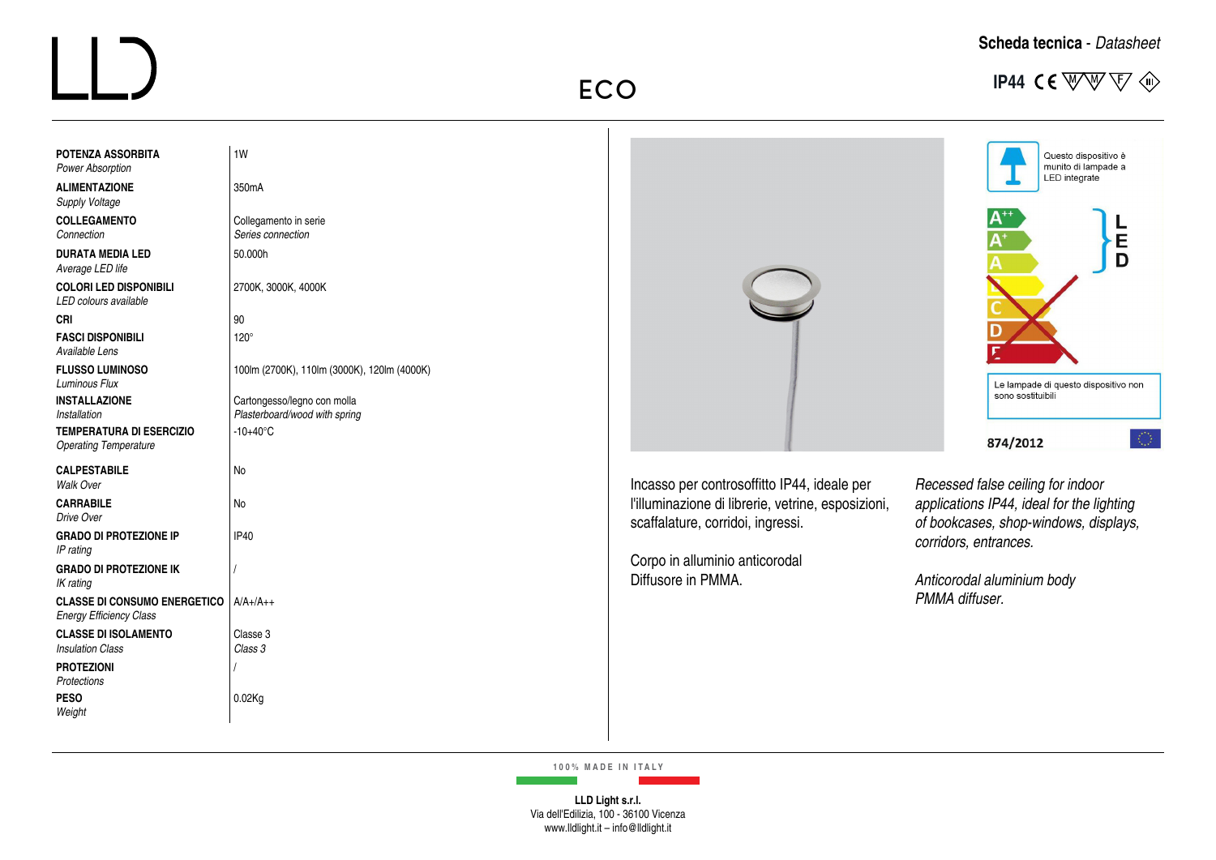# ECO

**Scheda tecnica** - *Datasheet*

**IP44**

| | |
|---|---|
| **POTENZA ASSORBITA** *Power Absorption* | 1W |
| **ALIMENTAZIONE** *Supply Voltage* | 350mA |
| **COLLEGAMENTO** *Connection* | Collegamento in serie *Series connection* |
| **DURATA MEDIA LED** *Average LED life* | 50.000h |
| **COLORI LED DISPONIBILI** *LED colours available* | 2700K, 3000K, 4000K |
| **CRI** | 90 |
| **FASCI DISPONIBILI** *Available Lens* | 120° |
| **FLUSSO LUMINOSO** *Luminous Flux* | 100lm (2700K), 110lm (3000K), 120lm (4000K) |
| **INSTALLAZIONE** *Installation* | Cartongesso/legno con molla *Plasterboard/wood with spring* |
| **TEMPERATURA DI ESERCIZIO** *Operating Temperature* | -10+40°C |
| **CALPESTABILE** *Walk Over* | No |
| **CARRABILE** *Drive Over* | No |
| **GRADO DI PROTEZIONE IP** *IP rating* | IP40 |
| **GRADO DI PROTEZIONE IK** *IK rating* | / |
| **CLASSE DI CONSUMO ENERGETICO** *Energy Efficiency Class* | A/A+/A++ |
| **CLASSE DI ISOLAMENTO** *Insulation Class* | Classe 3 *Class 3* |
| **PROTEZIONI** *Protections* | / |
| **PESO** *Weight* | 0.02Kg |

Questo dispositivo è munito di lampade a LED integrate

Le lampade di questo dispositivo non sono sostituibili

874/2012

Incasso per controsoffitto IP44, ideale per l'illuminazione di librerie, vetrine, esposizioni, scaffalature, corridoi, ingressi.

Corpo in alluminio anticorodal
Diffusore in PMMA.

*Recessed false ceiling for indoor applications IP44, ideal for the lighting of bookcases, shop-windows, displays, corridors, entrances.*

*Anticorodal aluminium body*
*PMMA diffuser.*

100% MADE IN ITALY

**LLD Light s.r.l.**
Via dell'Edilizia, 100 - 36100 Vicenza
www.lldlight.it – info@lldlight.it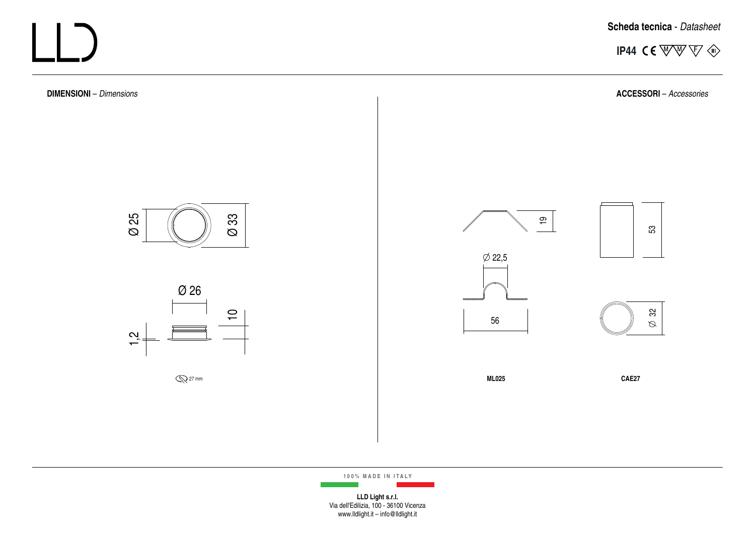**Scheda tecnica** - *Datasheet*

**IP44**

**DIMENSIONI** – *Dimensions*

Ø 25

Ø 33

Ø 26

10

1,2

27 mm

**ACCESSORI** – *Accessories*

19

Ø 22,5

56

53

Ø 32

**ML025**

**CAE27**

**100% MADE IN ITALY**

**LLD Light s.r.l.**
Via dell'Edilizia, 100 - 36100 Vicenza
www.lldlight.it – info@lldlight.it